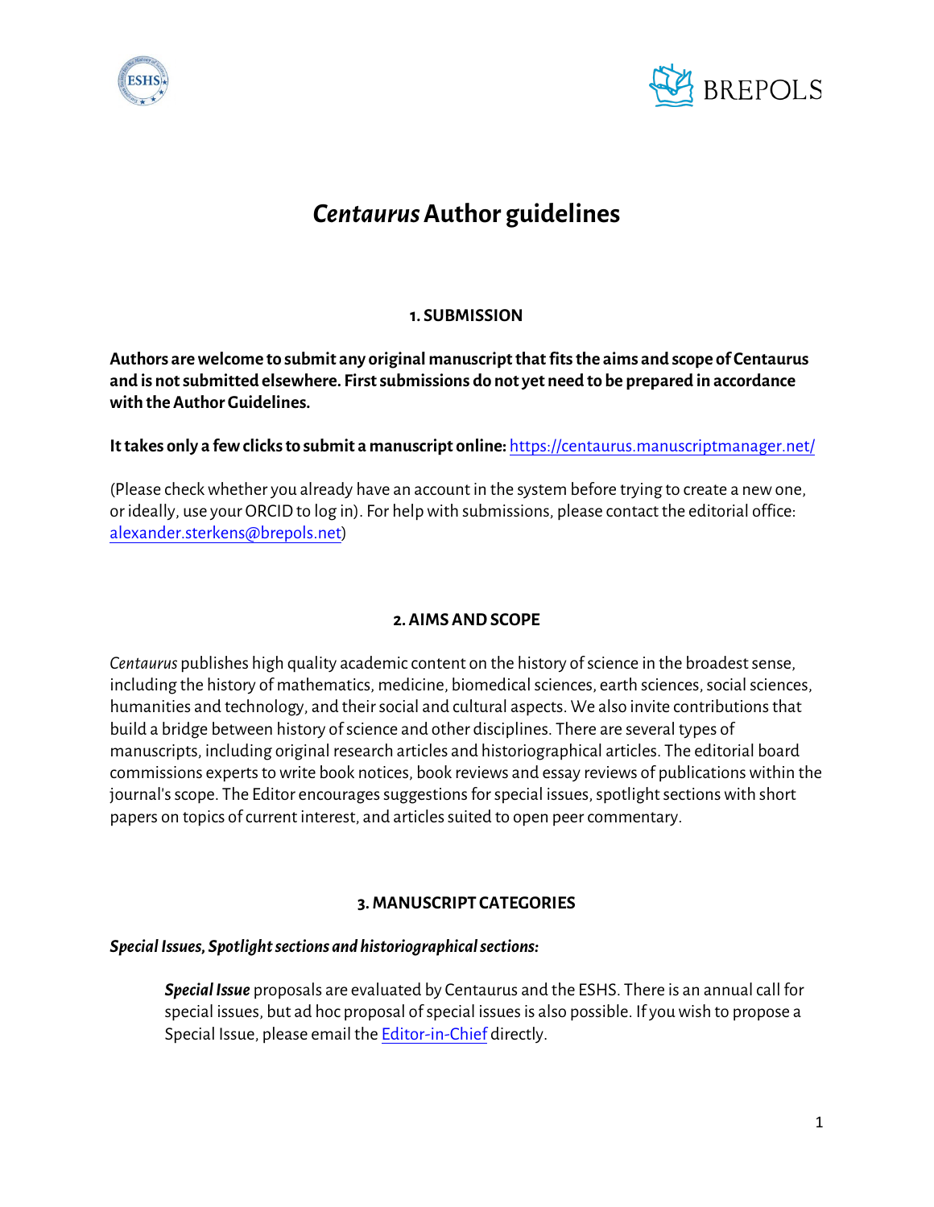# *Centaurus* Author guidelines

## 1. SUBMISSION

**Authors are welcome to submit any original manuscript that fits the aims and scope of Centaurus and is not submitted elsewhere. First submissions do not yet need to be prepared in accordance with the Author Guidelines.**

**It takes only a few clicks to submit a manuscript online:** https://centaurus.manuscriptmanager.net/

(Please check whether you already have an account in the system before trying to create a new one, or ideally, use your ORCID to log in). For help with submissions, please contact the editorial office: alexander.sterkens@brepols.net)

## 2. AIMS AND SCOPE

*Centaurus* publishes high quality academic content on the history of science in the broadest sense, including the history of mathematics, medicine, biomedical sciences, earth sciences, social sciences, humanities and technology, and their social and cultural aspects. We also invite contributions that build a bridge between history of science and other disciplines. There are several types of manuscripts, including original research articles and historiographical articles. The editorial board commissions experts to write book notices, book reviews and essay reviews of publications within the journal's scope. The Editor encourages suggestions for special issues, spotlight sections with short papers on topics of current interest, and articles suited to open peer commentary.

## 3. MANUSCRIPT CATEGORIES

***Special Issues, Spotlight sections and historiographical sections:***

> ***Special Issue*** proposals are evaluated by Centaurus and the ESHS. There is an annual call for special issues, but ad hoc proposal of special issues is also possible. If you wish to propose a Special Issue, please email the Editor-in-Chief directly.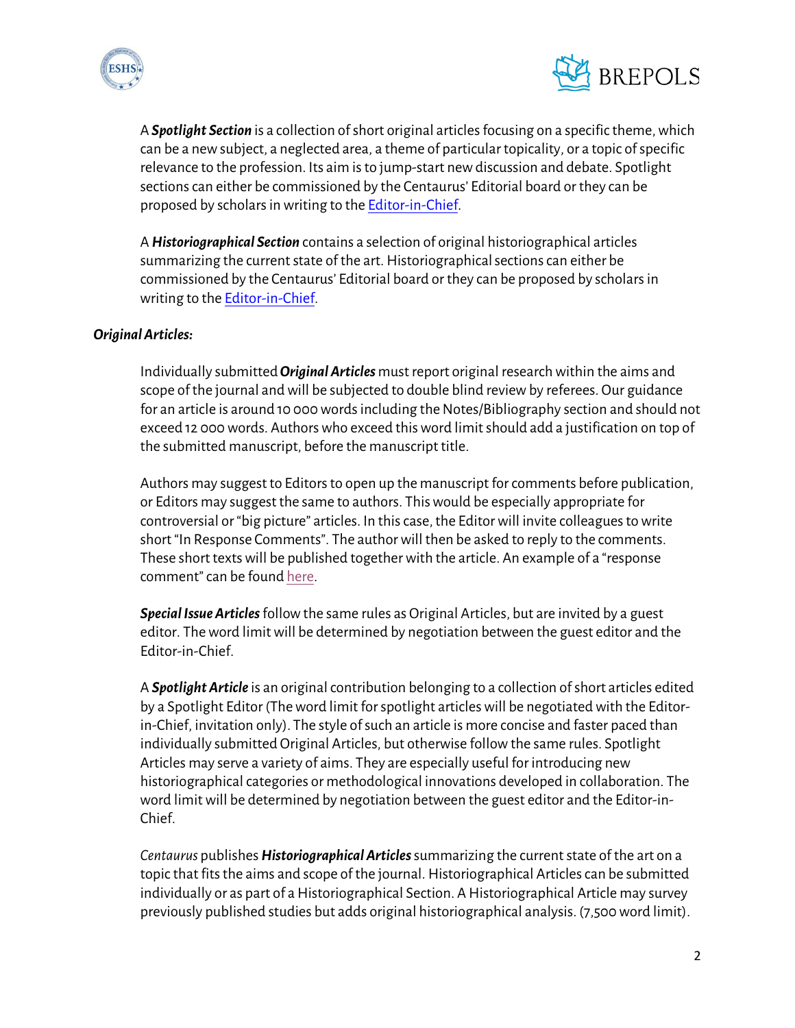A ***Spotlight Section*** is a collection of short original articles focusing on a specific theme, which can be a new subject, a neglected area, a theme of particular topicality, or a topic of specific relevance to the profession. Its aim is to jump-start new discussion and debate. Spotlight sections can either be commissioned by the Centaurus' Editorial board or they can be proposed by scholars in writing to the Editor-in-Chief.

A ***Historiographical Section*** contains a selection of original historiographical articles summarizing the current state of the art. Historiographical sections can either be commissioned by the Centaurus' Editorial board or they can be proposed by scholars in writing to the Editor-in-Chief.

***Original Articles:***

Individually submitted ***Original Articles*** must report original research within the aims and scope of the journal and will be subjected to double blind review by referees. Our guidance for an article is around 10 000 words including the Notes/Bibliography section and should not exceed 12 000 words. Authors who exceed this word limit should add a justification on top of the submitted manuscript, before the manuscript title.

Authors may suggest to Editors to open up the manuscript for comments before publication, or Editors may suggest the same to authors. This would be especially appropriate for controversial or "big picture" articles. In this case, the Editor will invite colleagues to write short "In Response Comments". The author will then be asked to reply to the comments. These short texts will be published together with the article. An example of a "response comment" can be found here.

***Special Issue Articles*** follow the same rules as Original Articles, but are invited by a guest editor. The word limit will be determined by negotiation between the guest editor and the Editor-in-Chief.

A ***Spotlight Article*** is an original contribution belonging to a collection of short articles edited by a Spotlight Editor (The word limit for spotlight articles will be negotiated with the Editor-in-Chief, invitation only). The style of such an article is more concise and faster paced than individually submitted Original Articles, but otherwise follow the same rules. Spotlight Articles may serve a variety of aims. They are especially useful for introducing new historiographical categories or methodological innovations developed in collaboration. The word limit will be determined by negotiation between the guest editor and the Editor-in-Chief.

*Centaurus* publishes ***Historiographical Articles*** summarizing the current state of the art on a topic that fits the aims and scope of the journal. Historiographical Articles can be submitted individually or as part of a Historiographical Section. A Historiographical Article may survey previously published studies but adds original historiographical analysis. (7,500 word limit).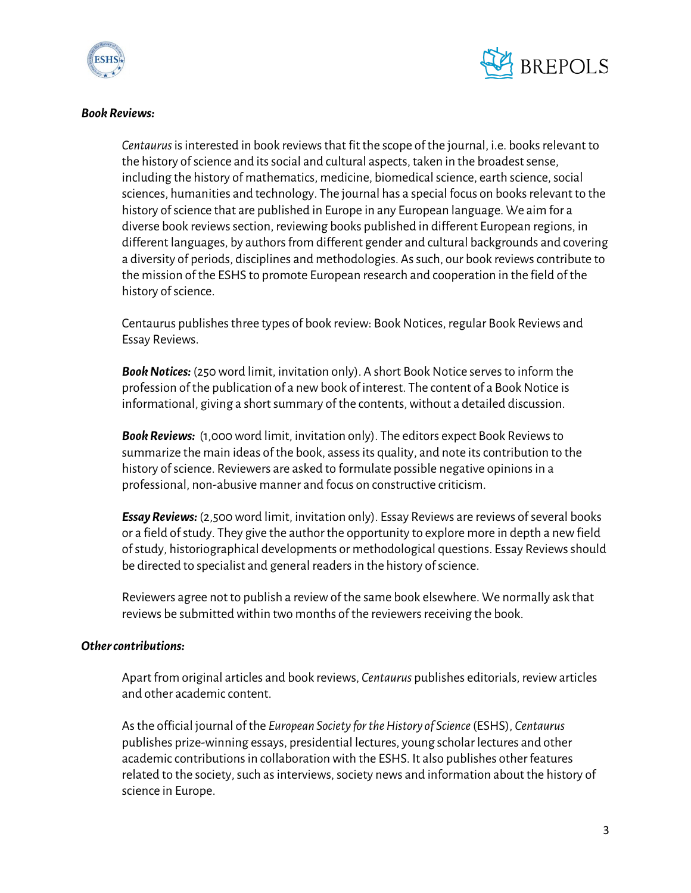***Book Reviews:***

*Centaurus* is interested in book reviews that fit the scope of the journal, i.e. books relevant to the history of science and its social and cultural aspects, taken in the broadest sense, including the history of mathematics, medicine, biomedical science, earth science, social sciences, humanities and technology. The journal has a special focus on books relevant to the history of science that are published in Europe in any European language. We aim for a diverse book reviews section, reviewing books published in different European regions, in different languages, by authors from different gender and cultural backgrounds and covering a diversity of periods, disciplines and methodologies. As such, our book reviews contribute to the mission of the ESHS to promote European research and cooperation in the field of the history of science.

Centaurus publishes three types of book review: Book Notices, regular Book Reviews and Essay Reviews.

***Book Notices:*** (250 word limit, invitation only). A short Book Notice serves to inform the profession of the publication of a new book of interest. The content of a Book Notice is informational, giving a short summary of the contents, without a detailed discussion.

***Book Reviews:*** (1,000 word limit, invitation only). The editors expect Book Reviews to summarize the main ideas of the book, assess its quality, and note its contribution to the history of science. Reviewers are asked to formulate possible negative opinions in a professional, non-abusive manner and focus on constructive criticism.

***Essay Reviews:*** (2,500 word limit, invitation only). Essay Reviews are reviews of several books or a field of study. They give the author the opportunity to explore more in depth a new field of study, historiographical developments or methodological questions. Essay Reviews should be directed to specialist and general readers in the history of science.

Reviewers agree not to publish a review of the same book elsewhere. We normally ask that reviews be submitted within two months of the reviewers receiving the book.

***Other contributions:***

Apart from original articles and book reviews, *Centaurus* publishes editorials, review articles and other academic content.

As the official journal of the *European Society for the History of Science* (ESHS), *Centaurus* publishes prize-winning essays, presidential lectures, young scholar lectures and other academic contributions in collaboration with the ESHS. It also publishes other features related to the society, such as interviews, society news and information about the history of science in Europe.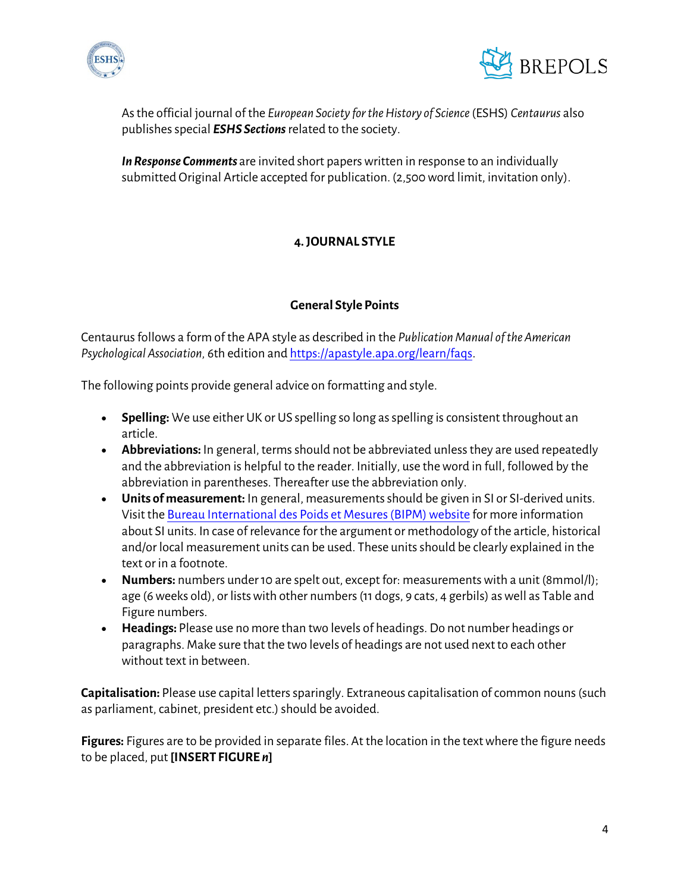As the official journal of the *European Society for the History of Science* (ESHS) *Centaurus* also publishes special ***ESHS Sections*** related to the society.

***In Response Comments*** are invited short papers written in response to an individually submitted Original Article accepted for publication. (2,500 word limit, invitation only).

## 4. JOURNAL STYLE

### General Style Points

Centaurus follows a form of the APA style as described in the *Publication Manual of the American Psychological Association*, 6th edition and https://apastyle.apa.org/learn/faqs.

The following points provide general advice on formatting and style.

- **Spelling:** We use either UK or US spelling so long as spelling is consistent throughout an article.
- **Abbreviations:** In general, terms should not be abbreviated unless they are used repeatedly and the abbreviation is helpful to the reader. Initially, use the word in full, followed by the abbreviation in parentheses. Thereafter use the abbreviation only.
- **Units of measurement:** In general, measurements should be given in SI or SI-derived units. Visit the Bureau International des Poids et Mesures (BIPM) website for more information about SI units. In case of relevance for the argument or methodology of the article, historical and/or local measurement units can be used. These units should be clearly explained in the text or in a footnote.
- **Numbers:** numbers under 10 are spelt out, except for: measurements with a unit (8mmol/l); age (6 weeks old), or lists with other numbers (11 dogs, 9 cats, 4 gerbils) as well as Table and Figure numbers.
- **Headings:** Please use no more than two levels of headings. Do not number headings or paragraphs. Make sure that the two levels of headings are not used next to each other without text in between.

**Capitalisation:** Please use capital letters sparingly. Extraneous capitalisation of common nouns (such as parliament, cabinet, president etc.) should be avoided.

**Figures:** Figures are to be provided in separate files. At the location in the text where the figure needs to be placed, put **[INSERT FIGURE *n*]**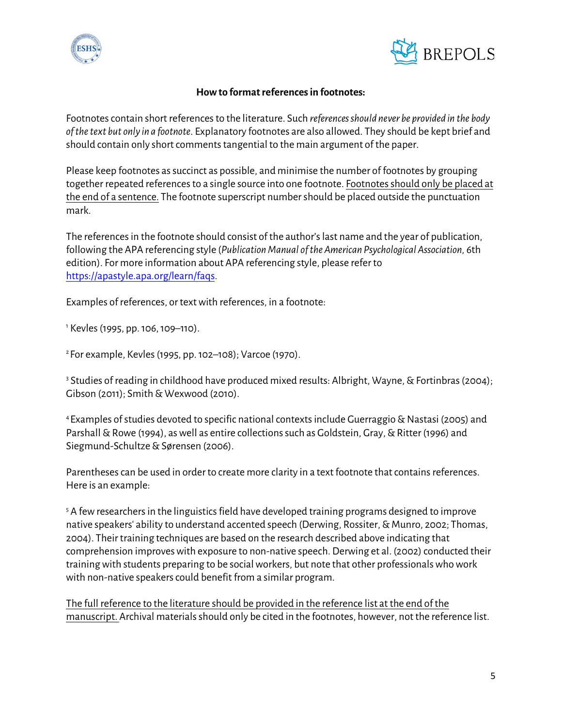**How to format references in footnotes:**

Footnotes contain short references to the literature. Such *references should never be provided in the body of the text but only in a footnote*. Explanatory footnotes are also allowed. They should be kept brief and should contain only short comments tangential to the main argument of the paper.

Please keep footnotes as succinct as possible, and minimise the number of footnotes by grouping together repeated references to a single source into one footnote. Footnotes should only be placed at the end of a sentence. The footnote superscript number should be placed outside the punctuation mark.

The references in the footnote should consist of the author's last name and the year of publication, following the APA referencing style (*Publication Manual of the American Psychological Association*, 6th edition). For more information about APA referencing style, please refer to https://apastyle.apa.org/learn/faqs.

Examples of references, or text with references, in a footnote:

[1] Kevles (1995, pp. 106, 109–110).

[2] For example, Kevles (1995, pp. 102–108); Varcoe (1970).

[3] Studies of reading in childhood have produced mixed results: Albright, Wayne, & Fortinbras (2004); Gibson (2011); Smith & Wexwood (2010).

[4] Examples of studies devoted to specific national contexts include Guerraggio & Nastasi (2005) and Parshall & Rowe (1994), as well as entire collections such as Goldstein, Gray, & Ritter (1996) and Siegmund-Schultze & Sørensen (2006).

Parentheses can be used in order to create more clarity in a text footnote that contains references. Here is an example:

[5] A few researchers in the linguistics field have developed training programs designed to improve native speakers' ability to understand accented speech (Derwing, Rossiter, & Munro, 2002; Thomas, 2004). Their training techniques are based on the research described above indicating that comprehension improves with exposure to non-native speech. Derwing et al. (2002) conducted their training with students preparing to be social workers, but note that other professionals who work with non-native speakers could benefit from a similar program.

The full reference to the literature should be provided in the reference list at the end of the manuscript. Archival materials should only be cited in the footnotes, however, not the reference list.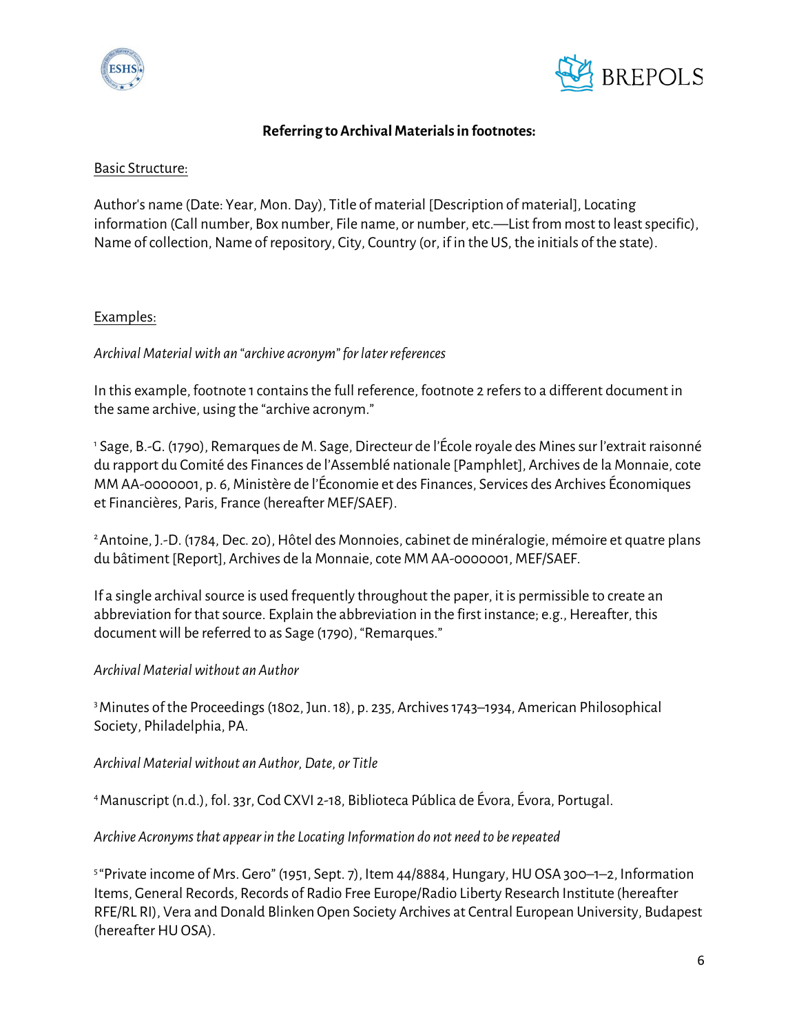**Referring to Archival Materials in footnotes:**

Basic Structure:

Author's name (Date: Year, Mon. Day), Title of material [Description of material], Locating information (Call number, Box number, File name, or number, etc.—List from most to least specific), Name of collection, Name of repository, City, Country (or, if in the US, the initials of the state).

Examples:

*Archival Material with an "archive acronym" for later references*

In this example, footnote 1 contains the full reference, footnote 2 refers to a different document in the same archive, using the "archive acronym."

[1] Sage, B.-G. (1790), Remarques de M. Sage, Directeur de l'École royale des Mines sur l'extrait raisonné du rapport du Comité des Finances de l'Assemblé nationale [Pamphlet], Archives de la Monnaie, cote MM AA-0000001, p. 6, Ministère de l'Économie et des Finances, Services des Archives Économiques et Financières, Paris, France (hereafter MEF/SAEF).

[2] Antoine, J.-D. (1784, Dec. 20), Hôtel des Monnoies, cabinet de minéralogie, mémoire et quatre plans du bâtiment [Report], Archives de la Monnaie, cote MM AA-0000001, MEF/SAEF.

If a single archival source is used frequently throughout the paper, it is permissible to create an abbreviation for that source. Explain the abbreviation in the first instance; e.g., Hereafter, this document will be referred to as Sage (1790), "Remarques."

*Archival Material without an Author*

[3] Minutes of the Proceedings (1802, Jun. 18), p. 235, Archives 1743–1934, American Philosophical Society, Philadelphia, PA.

*Archival Material without an Author, Date, or Title*

[4] Manuscript (n.d.), fol. 33r, Cod CXVI 2-18, Biblioteca Pública de Évora, Évora, Portugal.

*Archive Acronyms that appear in the Locating Information do not need to be repeated*

[5] "Private income of Mrs. Gero" (1951, Sept. 7), Item 44/8884, Hungary, HU OSA 300–1–2, Information Items, General Records, Records of Radio Free Europe/Radio Liberty Research Institute (hereafter RFE/RL RI), Vera and Donald Blinken Open Society Archives at Central European University, Budapest (hereafter HU OSA).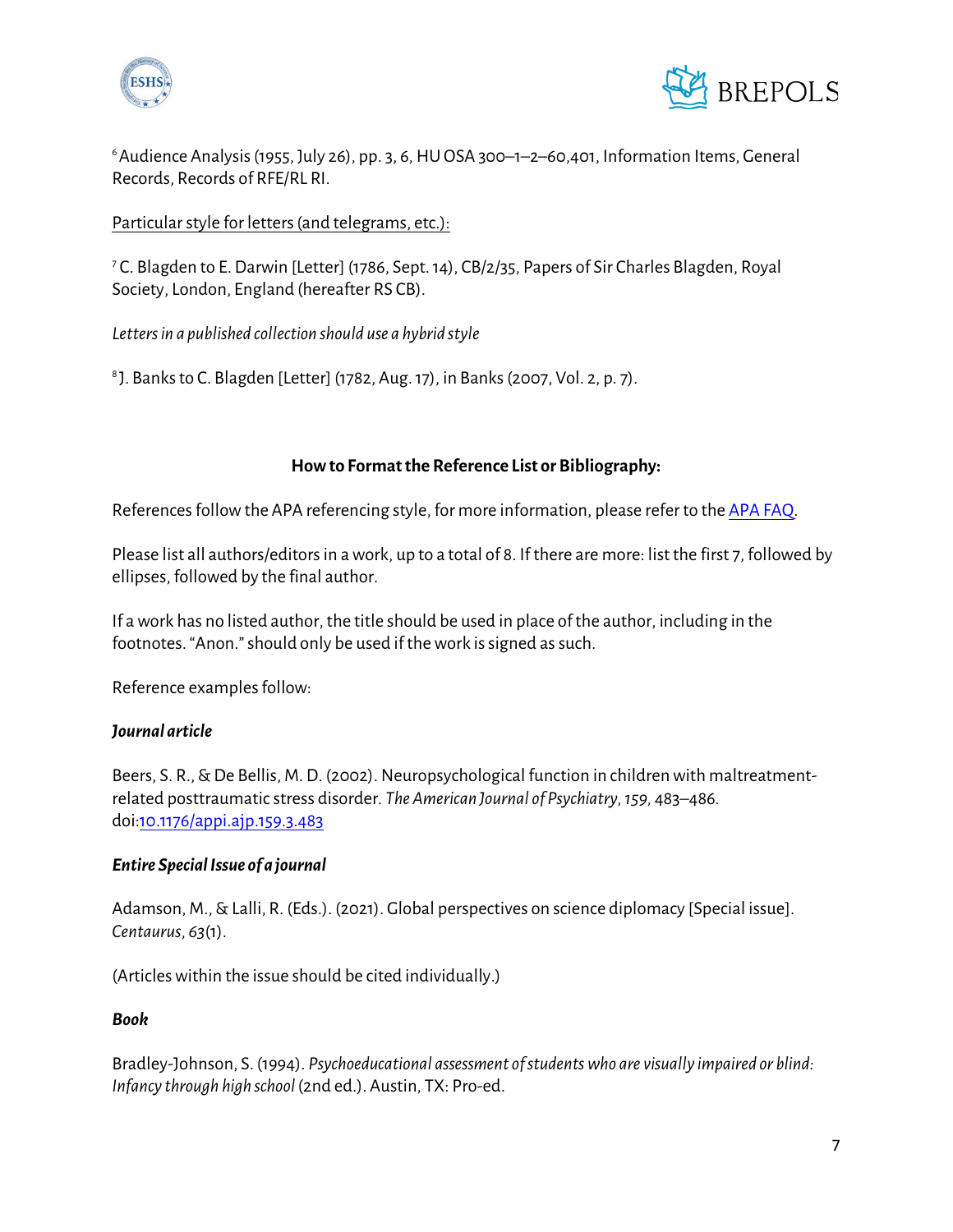[6] Audience Analysis (1955, July 26), pp. 3, 6, HU OSA 300–1–2–60,401, Information Items, General Records, Records of RFE/RL RI.

Particular style for letters (and telegrams, etc.):

[7] C. Blagden to E. Darwin [Letter] (1786, Sept. 14), CB/2/35, Papers of Sir Charles Blagden, Royal Society, London, England (hereafter RS CB).

*Letters in a published collection should use a hybrid style*

[8] J. Banks to C. Blagden [Letter] (1782, Aug. 17), in Banks (2007, Vol. 2, p. 7).

**How to Format the Reference List or Bibliography:**

References follow the APA referencing style, for more information, please refer to the APA FAQ.

Please list all authors/editors in a work, up to a total of 8. If there are more: list the first 7, followed by ellipses, followed by the final author.

If a work has no listed author, the title should be used in place of the author, including in the footnotes. "Anon." should only be used if the work is signed as such.

Reference examples follow:

***Journal article***

Beers, S. R., & De Bellis, M. D. (2002). Neuropsychological function in children with maltreatment-related posttraumatic stress disorder. *The American Journal of Psychiatry*, *159*, 483–486. doi:10.1176/appi.ajp.159.3.483

***Entire Special Issue of a journal***

Adamson, M., & Lalli, R. (Eds.). (2021). Global perspectives on science diplomacy [Special issue]. *Centaurus*, *63*(1).

(Articles within the issue should be cited individually.)

***Book***

Bradley-Johnson, S. (1994). *Psychoeducational assessment of students who are visually impaired or blind: Infancy through high school* (2nd ed.). Austin, TX: Pro-ed.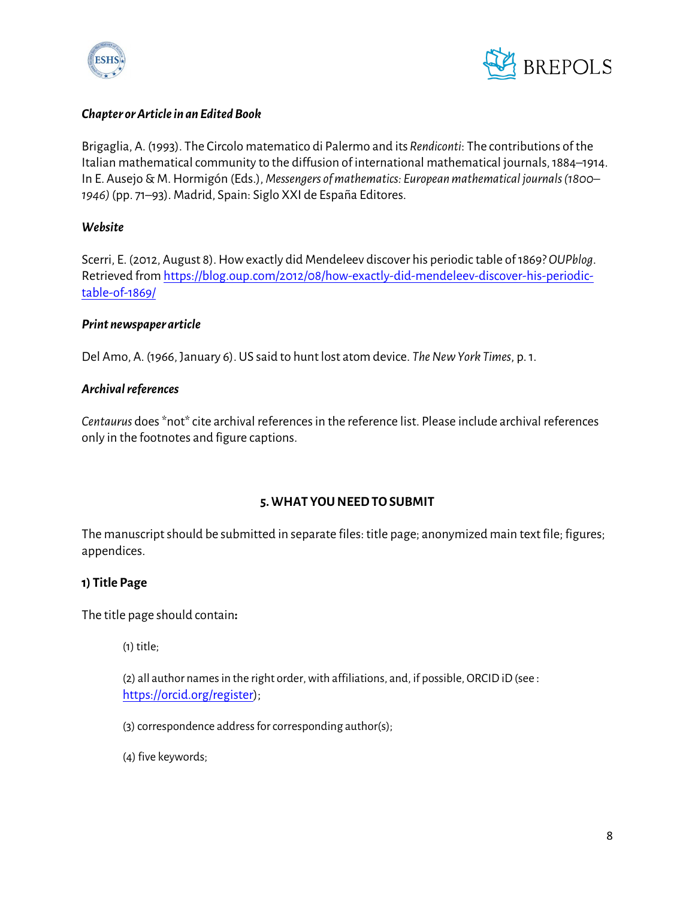***Chapter or Article in an Edited Book***

Brigaglia, A. (1993). The Circolo matematico di Palermo and its *Rendiconti*: The contributions of the Italian mathematical community to the diffusion of international mathematical journals, 1884–1914. In E. Ausejo & M. Hormigón (Eds.), *Messengers of mathematics: European mathematical journals (1800–1946)* (pp. 71–93). Madrid, Spain: Siglo XXI de España Editores.

***Website***

Scerri, E. (2012, August 8). How exactly did Mendeleev discover his periodic table of 1869? *OUPblog*. Retrieved from https://blog.oup.com/2012/08/how-exactly-did-mendeleev-discover-his-periodic-table-of-1869/

***Print newspaper article***

Del Amo, A. (1966, January 6). US said to hunt lost atom device. *The New York Times*, p. 1.

***Archival references***

*Centaurus* does *not* cite archival references in the reference list. Please include archival references only in the footnotes and figure captions.

## 5. WHAT YOU NEED TO SUBMIT

The manuscript should be submitted in separate files: title page; anonymized main text file; figures; appendices.

**1) Title Page**

The title page should contain**:**

(1) title;

(2) all author names in the right order, with affiliations, and, if possible, ORCID iD (see : https://orcid.org/register);

(3) correspondence address for corresponding author(s);

(4) five keywords;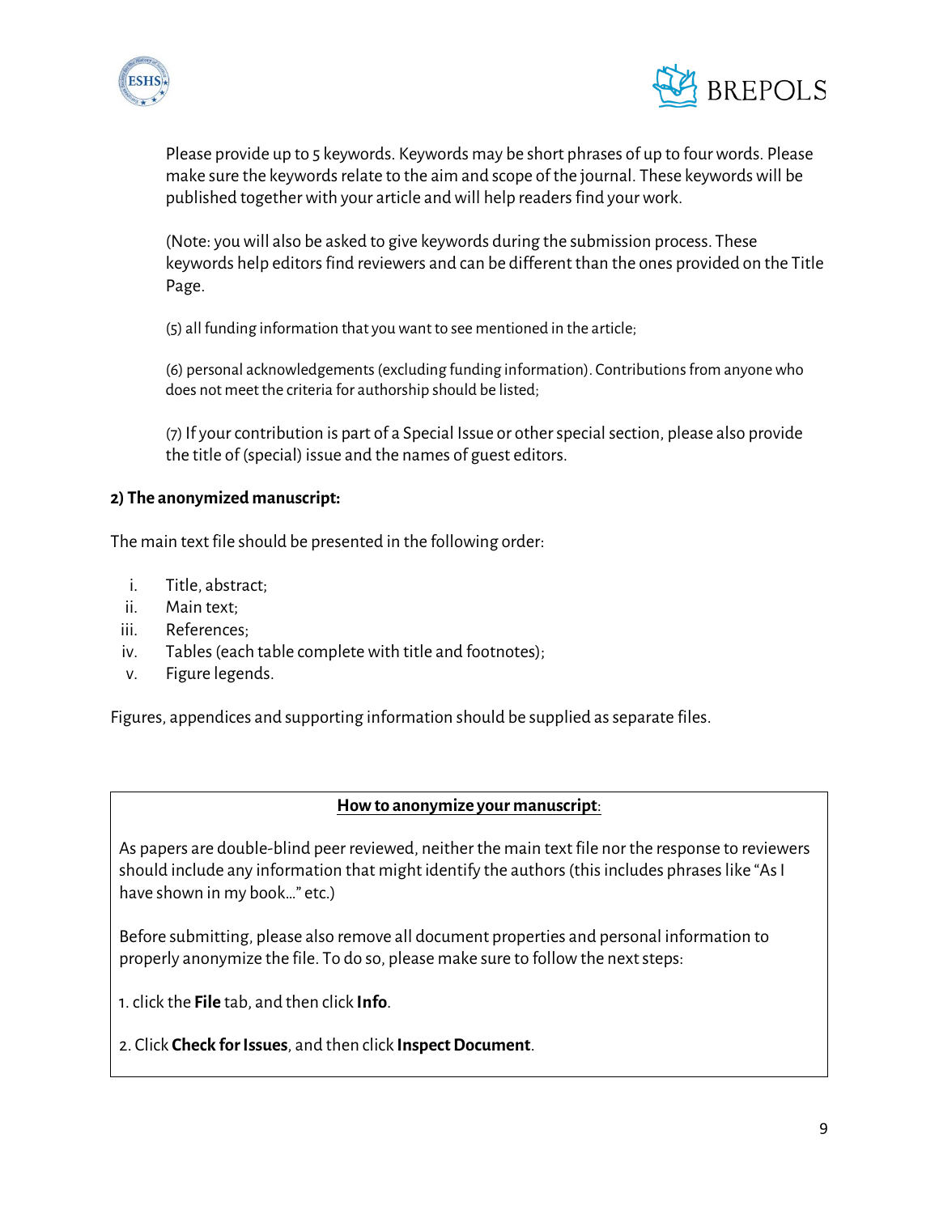Please provide up to 5 keywords. Keywords may be short phrases of up to four words. Please make sure the keywords relate to the aim and scope of the journal. These keywords will be published together with your article and will help readers find your work.

(Note: you will also be asked to give keywords during the submission process. These keywords help editors find reviewers and can be different than the ones provided on the Title Page.

(5) all funding information that you want to see mentioned in the article;

(6) personal acknowledgements (excluding funding information). Contributions from anyone who does not meet the criteria for authorship should be listed;

(7) If your contribution is part of a Special Issue or other special section, please also provide the title of (special) issue and the names of guest editors.

**2) The anonymized manuscript:**

The main text file should be presented in the following order:

i. Title, abstract;
ii. Main text;
iii. References;
iv. Tables (each table complete with title and footnotes);
v. Figure legends.

Figures, appendices and supporting information should be supplied as separate files.

**<u>How to anonymize your manuscript</u>:**

As papers are double-blind peer reviewed, neither the main text file nor the response to reviewers should include any information that might identify the authors (this includes phrases like "As I have shown in my book…" etc.)

Before submitting, please also remove all document properties and personal information to properly anonymize the file. To do so, please make sure to follow the next steps:

1. click the **File** tab, and then click **Info**.

2. Click **Check for Issues**, and then click **Inspect Document**.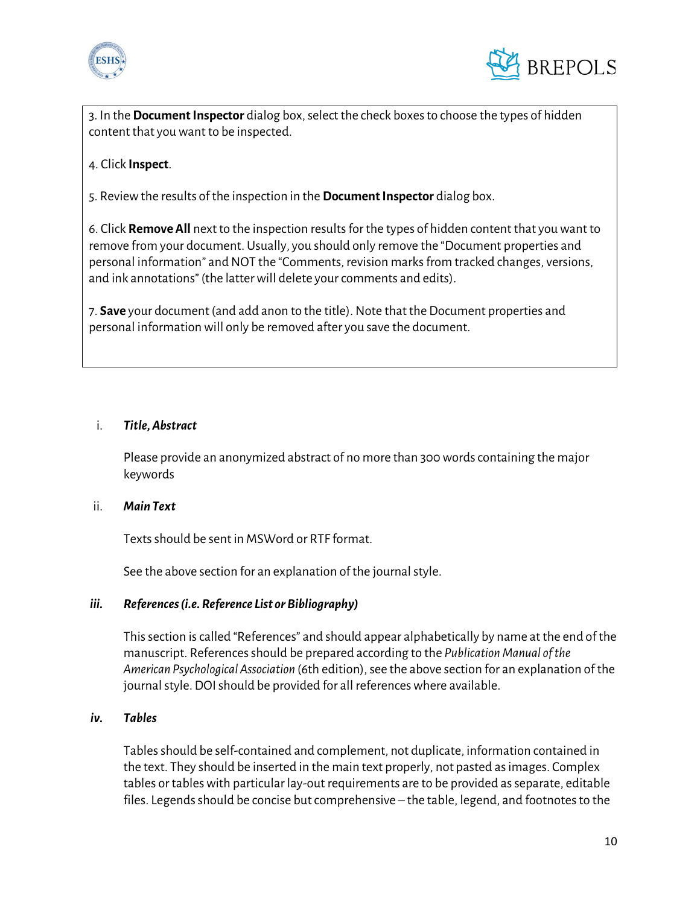3. In the **Document Inspector** dialog box, select the check boxes to choose the types of hidden content that you want to be inspected.

4. Click **Inspect**.

5. Review the results of the inspection in the **Document Inspector** dialog box.

6. Click **Remove All** next to the inspection results for the types of hidden content that you want to remove from your document. Usually, you should only remove the "Document properties and personal information" and NOT the "Comments, revision marks from tracked changes, versions, and ink annotations" (the latter will delete your comments and edits).

7. **Save** your document (and add anon to the title). Note that the Document properties and personal information will only be removed after you save the document.

i. ***Title, Abstract***

Please provide an anonymized abstract of no more than 300 words containing the major keywords

ii. ***Main Text***

Texts should be sent in MSWord or RTF format.

See the above section for an explanation of the journal style.

***iii. References (i.e. Reference List or Bibliography)***

This section is called "References" and should appear alphabetically by name at the end of the manuscript. References should be prepared according to the *Publication Manual of the American Psychological Association* (6th edition), see the above section for an explanation of the journal style. DOI should be provided for all references where available.

***iv. Tables***

Tables should be self-contained and complement, not duplicate, information contained in the text. They should be inserted in the main text properly, not pasted as images. Complex tables or tables with particular lay-out requirements are to be provided as separate, editable files. Legends should be concise but comprehensive – the table, legend, and footnotes to the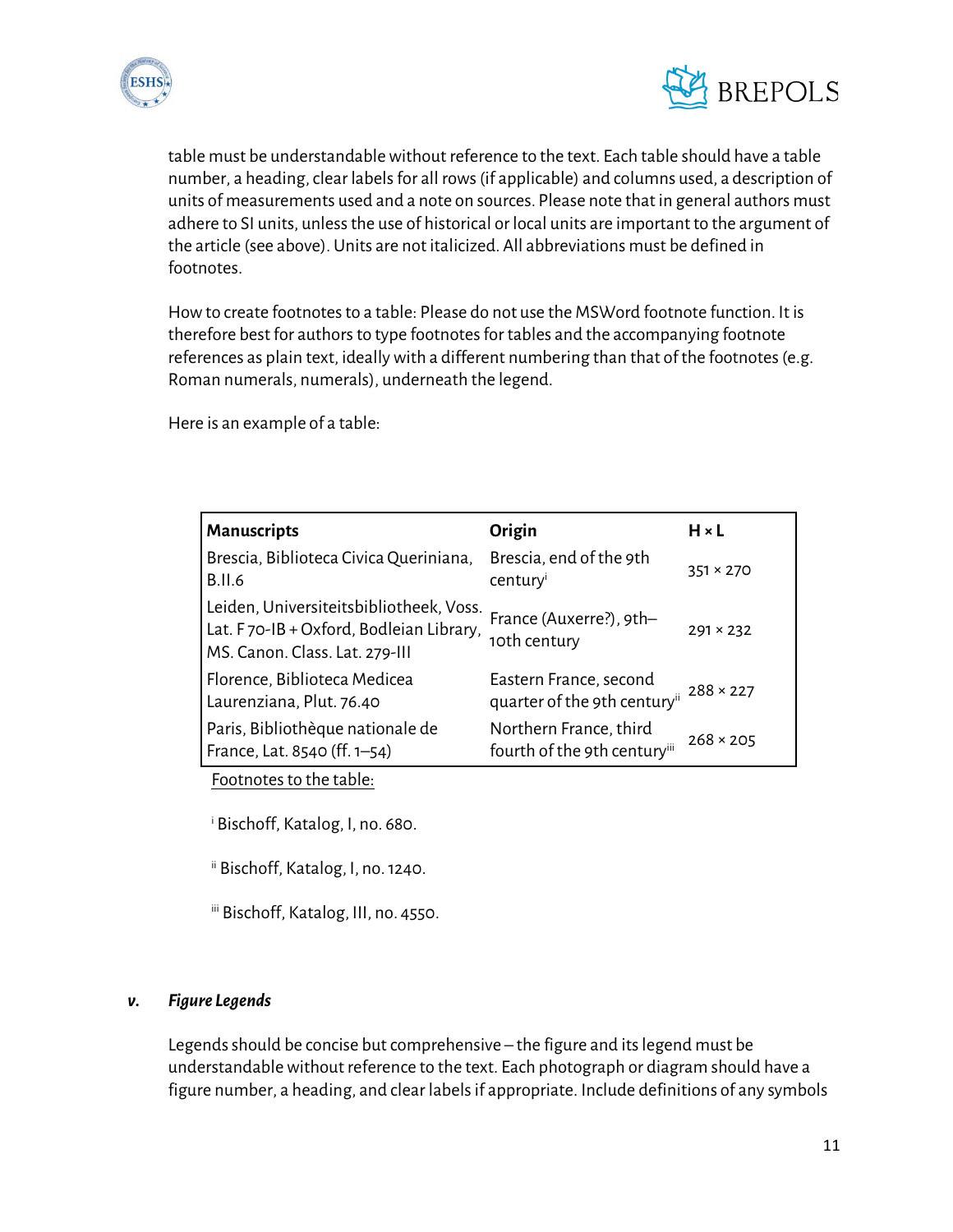table must be understandable without reference to the text. Each table should have a table number, a heading, clear labels for all rows (if applicable) and columns used, a description of units of measurements used and a note on sources. Please note that in general authors must adhere to SI units, unless the use of historical or local units are important to the argument of the article (see above). Units are not italicized. All abbreviations must be defined in footnotes.

How to create footnotes to a table: Please do not use the MSWord footnote function. It is therefore best for authors to type footnotes for tables and the accompanying footnote references as plain text, ideally with a different numbering than that of the footnotes (e.g. Roman numerals, numerals), underneath the legend.

Here is an example of a table:

| **Manuscripts** | **Origin** | **H × L** |
|---|---|---|
| Brescia, Biblioteca Civica Queriniana, B.II.6 | Brescia, end of the 9th century[i] | 351 × 270 |
| Leiden, Universiteitsbibliotheek, Voss. Lat. F 70-IB + Oxford, Bodleian Library, MS. Canon. Class. Lat. 279-III | France (Auxerre?), 9th–10th century | 291 × 232 |
| Florence, Biblioteca Medicea Laurenziana, Plut. 76.40 | Eastern France, second quarter of the 9th century[ii] | 288 × 227 |
| Paris, Bibliothèque nationale de France, Lat. 8540 (ff. 1–54) | Northern France, third fourth of the 9th century[iii] | 268 × 205 |

Footnotes to the table:

[i] Bischoff, Katalog, I, no. 680.

[ii] Bischoff, Katalog, I, no. 1240.

[iii] Bischoff, Katalog, III, no. 4550.

### *v. Figure Legends*

Legends should be concise but comprehensive – the figure and its legend must be understandable without reference to the text. Each photograph or diagram should have a figure number, a heading, and clear labels if appropriate. Include definitions of any symbols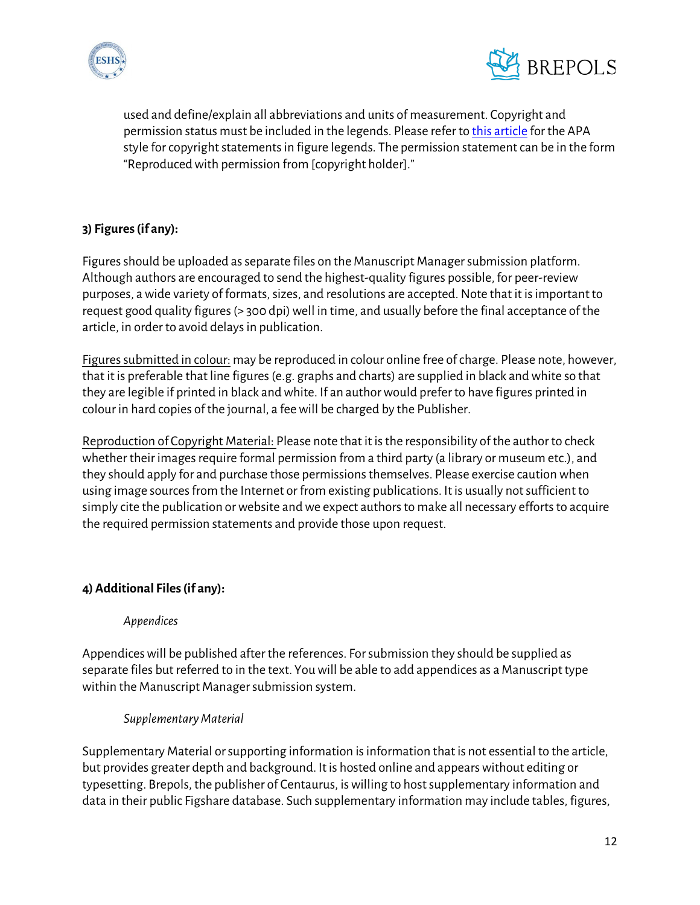used and define/explain all abbreviations and units of measurement. Copyright and permission status must be included in the legends. Please refer to this article for the APA style for copyright statements in figure legends. The permission statement can be in the form "Reproduced with permission from [copyright holder]."

**3) Figures (if any):**

Figures should be uploaded as separate files on the Manuscript Manager submission platform. Although authors are encouraged to send the highest-quality figures possible, for peer-review purposes, a wide variety of formats, sizes, and resolutions are accepted. Note that it is important to request good quality figures (> 300 dpi) well in time, and usually before the final acceptance of the article, in order to avoid delays in publication.

Figures submitted in colour: may be reproduced in colour online free of charge. Please note, however, that it is preferable that line figures (e.g. graphs and charts) are supplied in black and white so that they are legible if printed in black and white. If an author would prefer to have figures printed in colour in hard copies of the journal, a fee will be charged by the Publisher.

Reproduction of Copyright Material: Please note that it is the responsibility of the author to check whether their images require formal permission from a third party (a library or museum etc.), and they should apply for and purchase those permissions themselves. Please exercise caution when using image sources from the Internet or from existing publications. It is usually not sufficient to simply cite the publication or website and we expect authors to make all necessary efforts to acquire the required permission statements and provide those upon request.

**4) Additional Files (if any):**

*Appendices*

Appendices will be published after the references. For submission they should be supplied as separate files but referred to in the text. You will be able to add appendices as a Manuscript type within the Manuscript Manager submission system.

*Supplementary Material*

Supplementary Material or supporting information is information that is not essential to the article, but provides greater depth and background. It is hosted online and appears without editing or typesetting. Brepols, the publisher of Centaurus, is willing to host supplementary information and data in their public Figshare database. Such supplementary information may include tables, figures,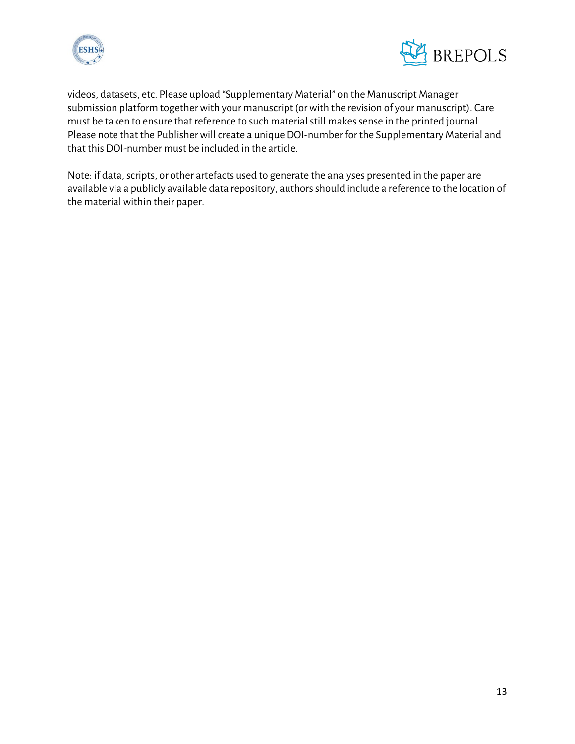videos, datasets, etc. Please upload "Supplementary Material" on the Manuscript Manager submission platform together with your manuscript (or with the revision of your manuscript). Care must be taken to ensure that reference to such material still makes sense in the printed journal. Please note that the Publisher will create a unique DOI-number for the Supplementary Material and that this DOI-number must be included in the article.

Note: if data, scripts, or other artefacts used to generate the analyses presented in the paper are available via a publicly available data repository, authors should include a reference to the location of the material within their paper.